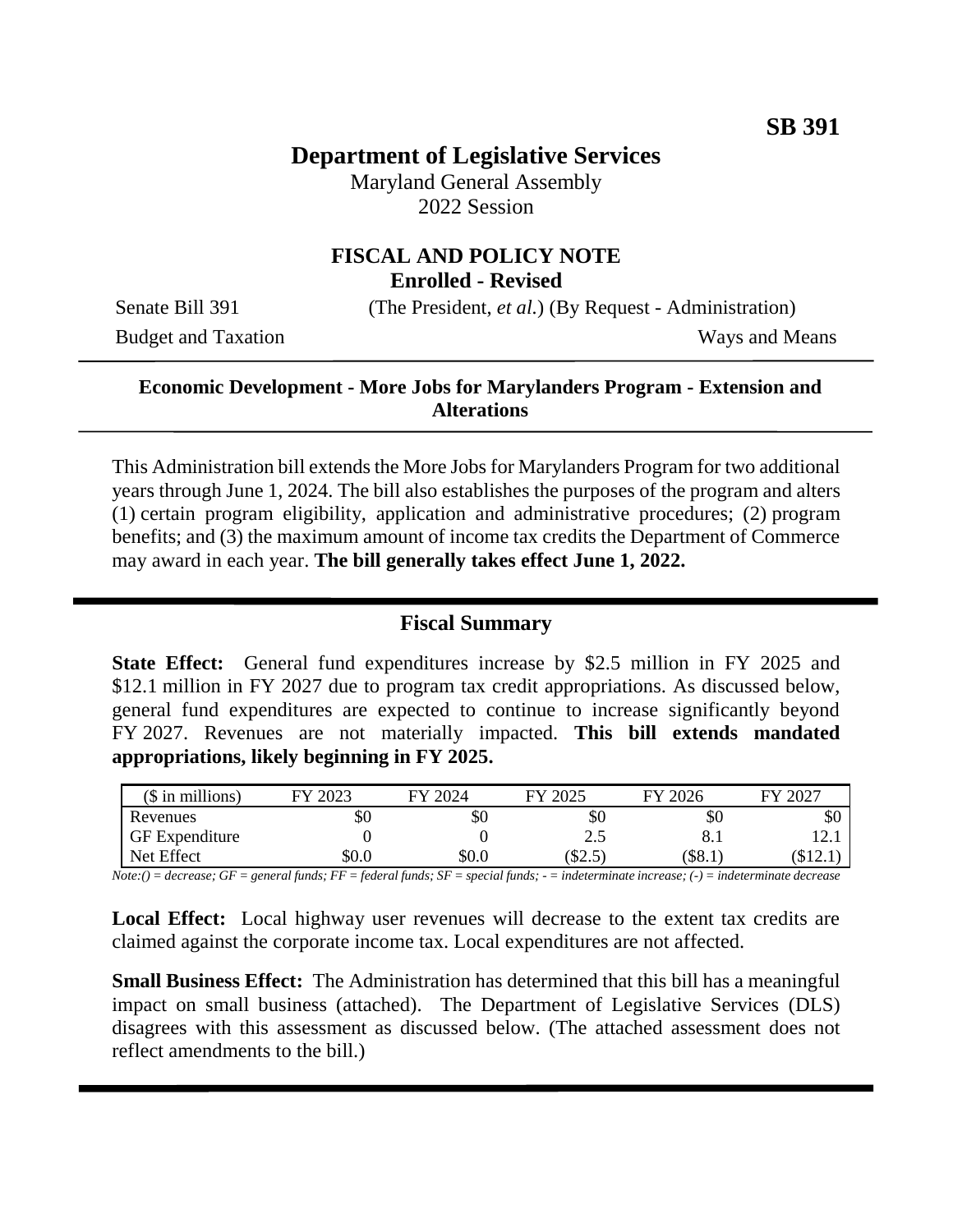**SB 391**

# Department of Legislative Services

Maryland General Assembly
2022 Session

## FISCAL AND POLICY NOTE
**Enrolled - Revised**

Senate Bill 391 (The President, *et al.*) (By Request - Administration)

Budget and Taxation Ways and Means

---

**Economic Development - More Jobs for Marylanders Program - Extension and Alterations**

---

This Administration bill extends the More Jobs for Marylanders Program for two additional years through June 1, 2024. The bill also establishes the purposes of the program and alters (1) certain program eligibility, application and administrative procedures; (2) program benefits; and (3) the maximum amount of income tax credits the Department of Commerce may award in each year. **The bill generally takes effect June 1, 2022.**

---

## Fiscal Summary

**State Effect:** General fund expenditures increase by $2.5 million in FY 2025 and $12.1 million in FY 2027 due to program tax credit appropriations. As discussed below, general fund expenditures are expected to continue to increase significantly beyond FY 2027. Revenues are not materially impacted. **This bill extends mandated appropriations, likely beginning in FY 2025.**

| ($ in millions) | FY 2023 | FY 2024 | FY 2025 | FY 2026 | FY 2027 |
|---|---|---|---|---|---|
| Revenues | $0 | $0 | $0 | $0 | $0 |
| GF Expenditure | 0 | 0 | 2.5 | 8.1 | 12.1 |
| Net Effect | $0.0 | $0.0 | ($2.5) | ($8.1) | ($12.1) |

*Note:() = decrease; GF = general funds; FF = federal funds; SF = special funds; - = indeterminate increase; (-) = indeterminate decrease*

**Local Effect:** Local highway user revenues will decrease to the extent tax credits are claimed against the corporate income tax. Local expenditures are not affected.

**Small Business Effect:** The Administration has determined that this bill has a meaningful impact on small business (attached). The Department of Legislative Services (DLS) disagrees with this assessment as discussed below. (The attached assessment does not reflect amendments to the bill.)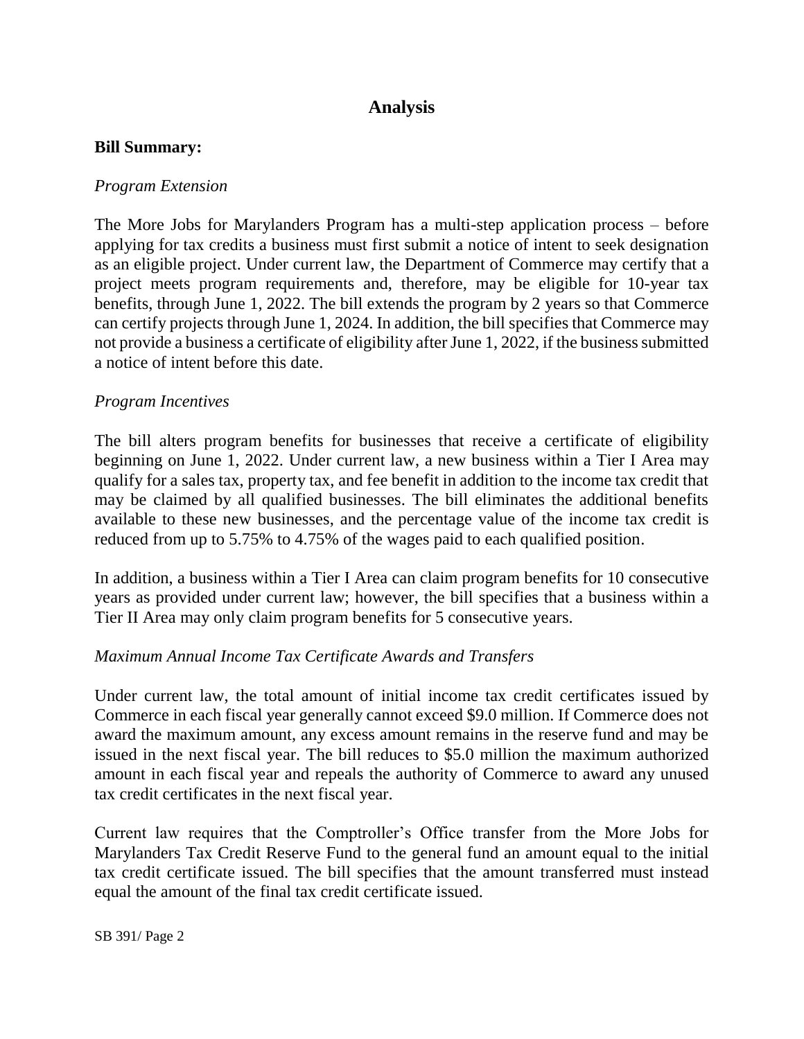## Analysis

**Bill Summary:**

*Program Extension*

The More Jobs for Marylanders Program has a multi-step application process – before applying for tax credits a business must first submit a notice of intent to seek designation as an eligible project. Under current law, the Department of Commerce may certify that a project meets program requirements and, therefore, may be eligible for 10-year tax benefits, through June 1, 2022. The bill extends the program by 2 years so that Commerce can certify projects through June 1, 2024. In addition, the bill specifies that Commerce may not provide a business a certificate of eligibility after June 1, 2022, if the business submitted a notice of intent before this date.

*Program Incentives*

The bill alters program benefits for businesses that receive a certificate of eligibility beginning on June 1, 2022. Under current law, a new business within a Tier I Area may qualify for a sales tax, property tax, and fee benefit in addition to the income tax credit that may be claimed by all qualified businesses. The bill eliminates the additional benefits available to these new businesses, and the percentage value of the income tax credit is reduced from up to 5.75% to 4.75% of the wages paid to each qualified position.

In addition, a business within a Tier I Area can claim program benefits for 10 consecutive years as provided under current law; however, the bill specifies that a business within a Tier II Area may only claim program benefits for 5 consecutive years.

*Maximum Annual Income Tax Certificate Awards and Transfers*

Under current law, the total amount of initial income tax credit certificates issued by Commerce in each fiscal year generally cannot exceed $9.0 million. If Commerce does not award the maximum amount, any excess amount remains in the reserve fund and may be issued in the next fiscal year. The bill reduces to $5.0 million the maximum authorized amount in each fiscal year and repeals the authority of Commerce to award any unused tax credit certificates in the next fiscal year.

Current law requires that the Comptroller's Office transfer from the More Jobs for Marylanders Tax Credit Reserve Fund to the general fund an amount equal to the initial tax credit certificate issued. The bill specifies that the amount transferred must instead equal the amount of the final tax credit certificate issued.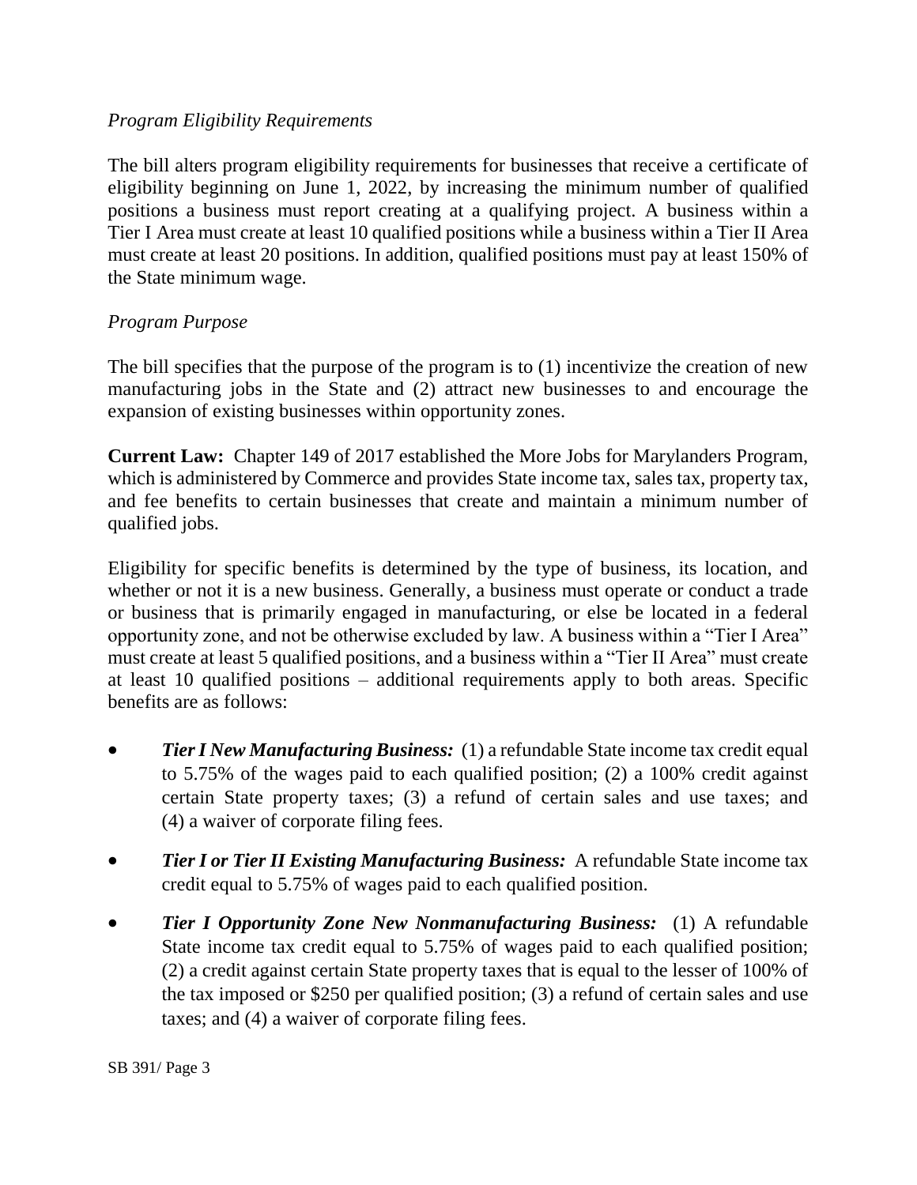*Program Eligibility Requirements*

The bill alters program eligibility requirements for businesses that receive a certificate of eligibility beginning on June 1, 2022, by increasing the minimum number of qualified positions a business must report creating at a qualifying project. A business within a Tier I Area must create at least 10 qualified positions while a business within a Tier II Area must create at least 20 positions. In addition, qualified positions must pay at least 150% of the State minimum wage.

*Program Purpose*

The bill specifies that the purpose of the program is to (1) incentivize the creation of new manufacturing jobs in the State and (2) attract new businesses to and encourage the expansion of existing businesses within opportunity zones.

**Current Law:** Chapter 149 of 2017 established the More Jobs for Marylanders Program, which is administered by Commerce and provides State income tax, sales tax, property tax, and fee benefits to certain businesses that create and maintain a minimum number of qualified jobs.

Eligibility for specific benefits is determined by the type of business, its location, and whether or not it is a new business. Generally, a business must operate or conduct a trade or business that is primarily engaged in manufacturing, or else be located in a federal opportunity zone, and not be otherwise excluded by law. A business within a "Tier I Area" must create at least 5 qualified positions, and a business within a "Tier II Area" must create at least 10 qualified positions – additional requirements apply to both areas. Specific benefits are as follows:

- ***Tier I New Manufacturing Business:*** (1) a refundable State income tax credit equal to 5.75% of the wages paid to each qualified position; (2) a 100% credit against certain State property taxes; (3) a refund of certain sales and use taxes; and (4) a waiver of corporate filing fees.
- ***Tier I or Tier II Existing Manufacturing Business:*** A refundable State income tax credit equal to 5.75% of wages paid to each qualified position.
- ***Tier I Opportunity Zone New Nonmanufacturing Business:*** (1) A refundable State income tax credit equal to 5.75% of wages paid to each qualified position; (2) a credit against certain State property taxes that is equal to the lesser of 100% of the tax imposed or $250 per qualified position; (3) a refund of certain sales and use taxes; and (4) a waiver of corporate filing fees.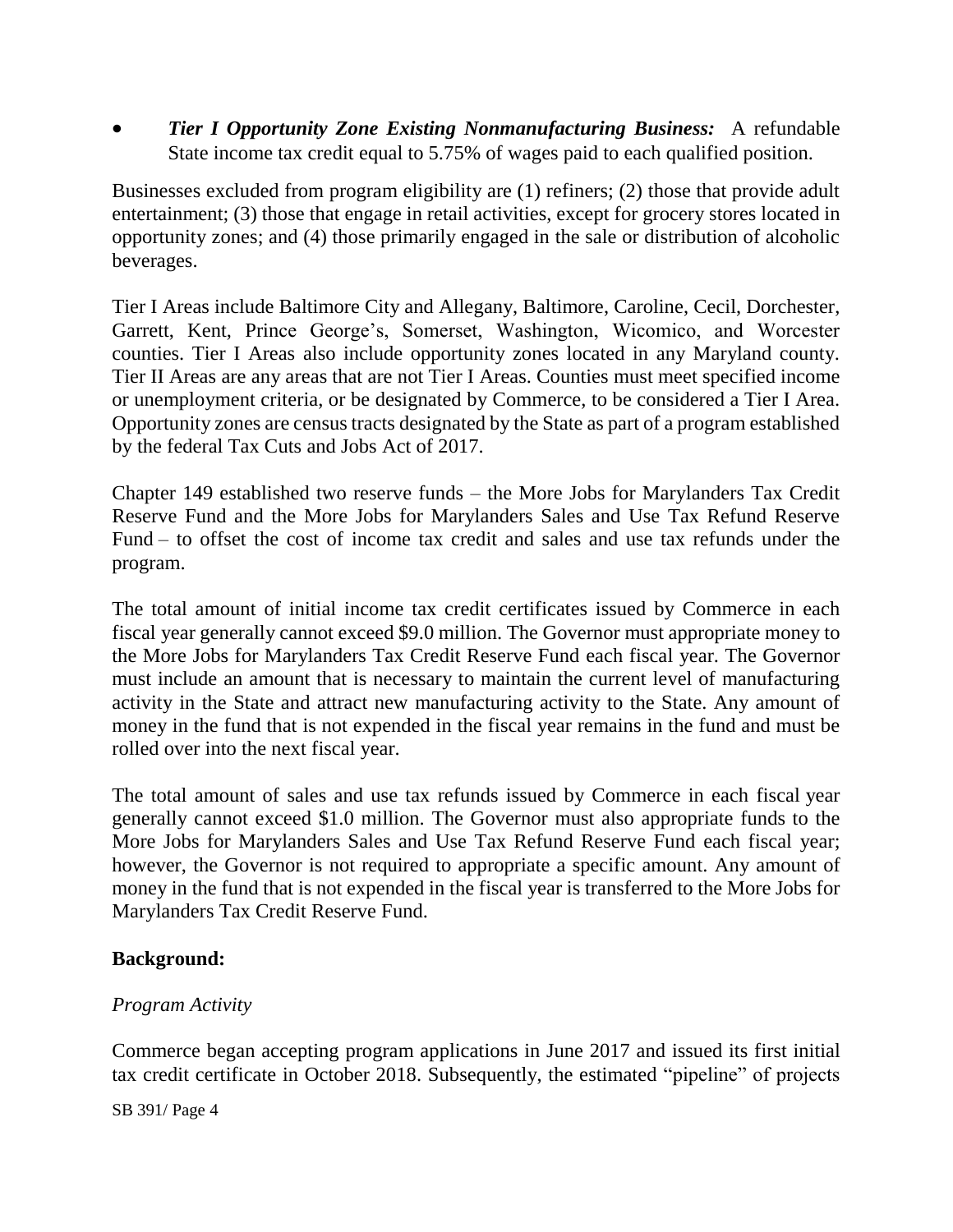- ***Tier I Opportunity Zone Existing Nonmanufacturing Business:*** A refundable State income tax credit equal to 5.75% of wages paid to each qualified position.

Businesses excluded from program eligibility are (1) refiners; (2) those that provide adult entertainment; (3) those that engage in retail activities, except for grocery stores located in opportunity zones; and (4) those primarily engaged in the sale or distribution of alcoholic beverages.

Tier I Areas include Baltimore City and Allegany, Baltimore, Caroline, Cecil, Dorchester, Garrett, Kent, Prince George's, Somerset, Washington, Wicomico, and Worcester counties. Tier I Areas also include opportunity zones located in any Maryland county. Tier II Areas are any areas that are not Tier I Areas. Counties must meet specified income or unemployment criteria, or be designated by Commerce, to be considered a Tier I Area. Opportunity zones are census tracts designated by the State as part of a program established by the federal Tax Cuts and Jobs Act of 2017.

Chapter 149 established two reserve funds – the More Jobs for Marylanders Tax Credit Reserve Fund and the More Jobs for Marylanders Sales and Use Tax Refund Reserve Fund – to offset the cost of income tax credit and sales and use tax refunds under the program.

The total amount of initial income tax credit certificates issued by Commerce in each fiscal year generally cannot exceed $9.0 million. The Governor must appropriate money to the More Jobs for Marylanders Tax Credit Reserve Fund each fiscal year. The Governor must include an amount that is necessary to maintain the current level of manufacturing activity in the State and attract new manufacturing activity to the State. Any amount of money in the fund that is not expended in the fiscal year remains in the fund and must be rolled over into the next fiscal year.

The total amount of sales and use tax refunds issued by Commerce in each fiscal year generally cannot exceed $1.0 million. The Governor must also appropriate funds to the More Jobs for Marylanders Sales and Use Tax Refund Reserve Fund each fiscal year; however, the Governor is not required to appropriate a specific amount. Any amount of money in the fund that is not expended in the fiscal year is transferred to the More Jobs for Marylanders Tax Credit Reserve Fund.

**Background:**

*Program Activity*

Commerce began accepting program applications in June 2017 and issued its first initial tax credit certificate in October 2018. Subsequently, the estimated "pipeline" of projects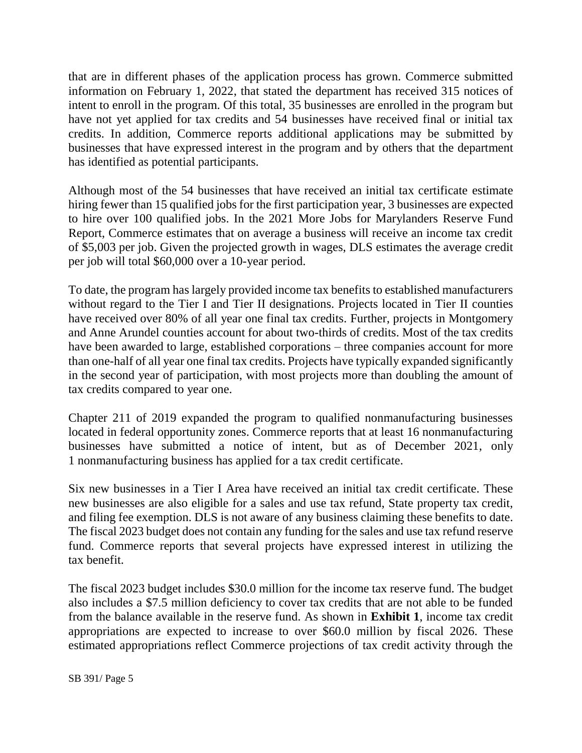that are in different phases of the application process has grown. Commerce submitted information on February 1, 2022, that stated the department has received 315 notices of intent to enroll in the program. Of this total, 35 businesses are enrolled in the program but have not yet applied for tax credits and 54 businesses have received final or initial tax credits. In addition, Commerce reports additional applications may be submitted by businesses that have expressed interest in the program and by others that the department has identified as potential participants.

Although most of the 54 businesses that have received an initial tax certificate estimate hiring fewer than 15 qualified jobs for the first participation year, 3 businesses are expected to hire over 100 qualified jobs. In the 2021 More Jobs for Marylanders Reserve Fund Report, Commerce estimates that on average a business will receive an income tax credit of $5,003 per job. Given the projected growth in wages, DLS estimates the average credit per job will total $60,000 over a 10-year period.

To date, the program has largely provided income tax benefits to established manufacturers without regard to the Tier I and Tier II designations. Projects located in Tier II counties have received over 80% of all year one final tax credits. Further, projects in Montgomery and Anne Arundel counties account for about two-thirds of credits. Most of the tax credits have been awarded to large, established corporations – three companies account for more than one-half of all year one final tax credits. Projects have typically expanded significantly in the second year of participation, with most projects more than doubling the amount of tax credits compared to year one.

Chapter 211 of 2019 expanded the program to qualified nonmanufacturing businesses located in federal opportunity zones. Commerce reports that at least 16 nonmanufacturing businesses have submitted a notice of intent, but as of December 2021, only 1 nonmanufacturing business has applied for a tax credit certificate.

Six new businesses in a Tier I Area have received an initial tax credit certificate. These new businesses are also eligible for a sales and use tax refund, State property tax credit, and filing fee exemption. DLS is not aware of any business claiming these benefits to date. The fiscal 2023 budget does not contain any funding for the sales and use tax refund reserve fund. Commerce reports that several projects have expressed interest in utilizing the tax benefit.

The fiscal 2023 budget includes $30.0 million for the income tax reserve fund. The budget also includes a $7.5 million deficiency to cover tax credits that are not able to be funded from the balance available in the reserve fund. As shown in **Exhibit 1**, income tax credit appropriations are expected to increase to over $60.0 million by fiscal 2026. These estimated appropriations reflect Commerce projections of tax credit activity through the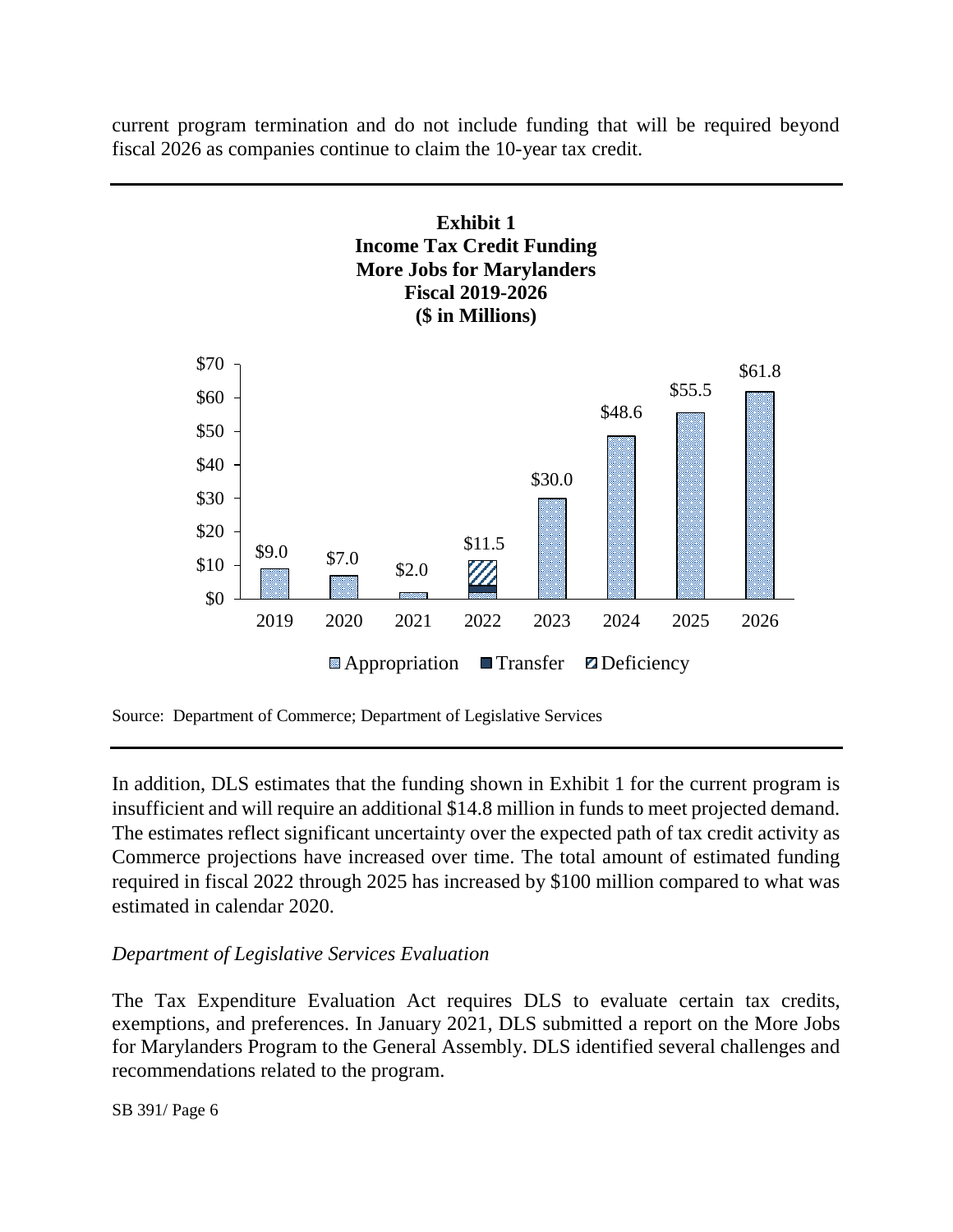current program termination and do not include funding that will be required beyond fiscal 2026 as companies continue to claim the 10-year tax credit.

**Exhibit 1**
**Income Tax Credit Funding**
**More Jobs for Marylanders**
**Fiscal 2019-2026**
**($ in Millions)**

| Fiscal Year | Funding |
| --- | --- |
| 2019 | $9.0 |
| 2020 | $7.0 |
| 2021 | $2.0 |
| 2022 | $11.5 |
| 2023 | $30.0 |
| 2024 | $48.6 |
| 2025 | $55.5 |
| 2026 | $61.8 |

Legend: Appropriation; Transfer; Deficiency

Source: Department of Commerce; Department of Legislative Services

In addition, DLS estimates that the funding shown in Exhibit 1 for the current program is insufficient and will require an additional $14.8 million in funds to meet projected demand. The estimates reflect significant uncertainty over the expected path of tax credit activity as Commerce projections have increased over time. The total amount of estimated funding required in fiscal 2022 through 2025 has increased by $100 million compared to what was estimated in calendar 2020.

*Department of Legislative Services Evaluation*

The Tax Expenditure Evaluation Act requires DLS to evaluate certain tax credits, exemptions, and preferences. In January 2021, DLS submitted a report on the More Jobs for Marylanders Program to the General Assembly. DLS identified several challenges and recommendations related to the program.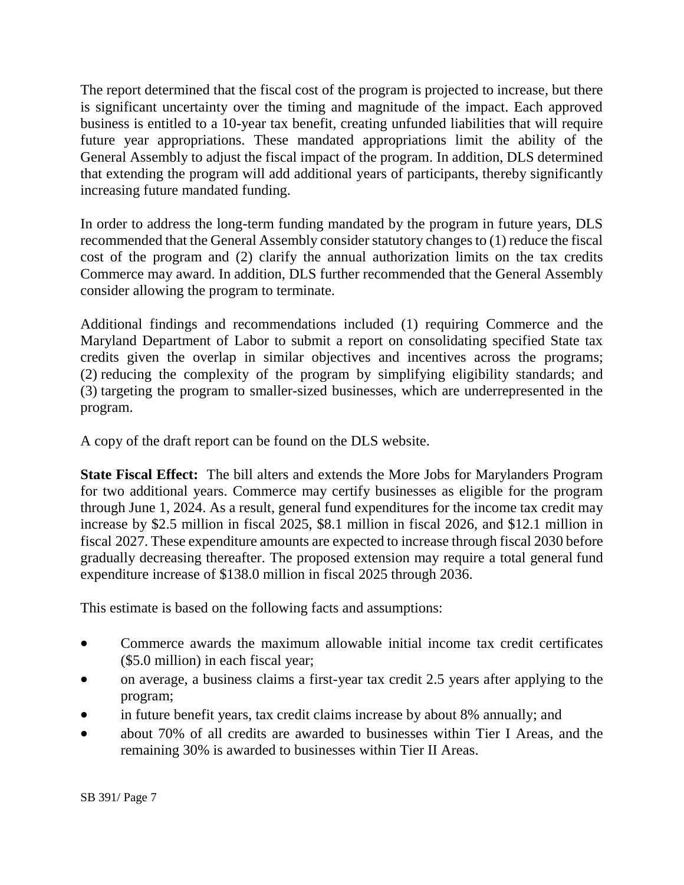The report determined that the fiscal cost of the program is projected to increase, but there is significant uncertainty over the timing and magnitude of the impact. Each approved business is entitled to a 10-year tax benefit, creating unfunded liabilities that will require future year appropriations. These mandated appropriations limit the ability of the General Assembly to adjust the fiscal impact of the program. In addition, DLS determined that extending the program will add additional years of participants, thereby significantly increasing future mandated funding.

In order to address the long-term funding mandated by the program in future years, DLS recommended that the General Assembly consider statutory changes to (1) reduce the fiscal cost of the program and (2) clarify the annual authorization limits on the tax credits Commerce may award. In addition, DLS further recommended that the General Assembly consider allowing the program to terminate.

Additional findings and recommendations included (1) requiring Commerce and the Maryland Department of Labor to submit a report on consolidating specified State tax credits given the overlap in similar objectives and incentives across the programs; (2) reducing the complexity of the program by simplifying eligibility standards; and (3) targeting the program to smaller-sized businesses, which are underrepresented in the program.

A copy of the draft report can be found on the DLS website.

**State Fiscal Effect:** The bill alters and extends the More Jobs for Marylanders Program for two additional years. Commerce may certify businesses as eligible for the program through June 1, 2024. As a result, general fund expenditures for the income tax credit may increase by $2.5 million in fiscal 2025, $8.1 million in fiscal 2026, and $12.1 million in fiscal 2027. These expenditure amounts are expected to increase through fiscal 2030 before gradually decreasing thereafter. The proposed extension may require a total general fund expenditure increase of $138.0 million in fiscal 2025 through 2036.

This estimate is based on the following facts and assumptions:

- Commerce awards the maximum allowable initial income tax credit certificates ($5.0 million) in each fiscal year;
- on average, a business claims a first-year tax credit 2.5 years after applying to the program;
- in future benefit years, tax credit claims increase by about 8% annually; and
- about 70% of all credits are awarded to businesses within Tier I Areas, and the remaining 30% is awarded to businesses within Tier II Areas.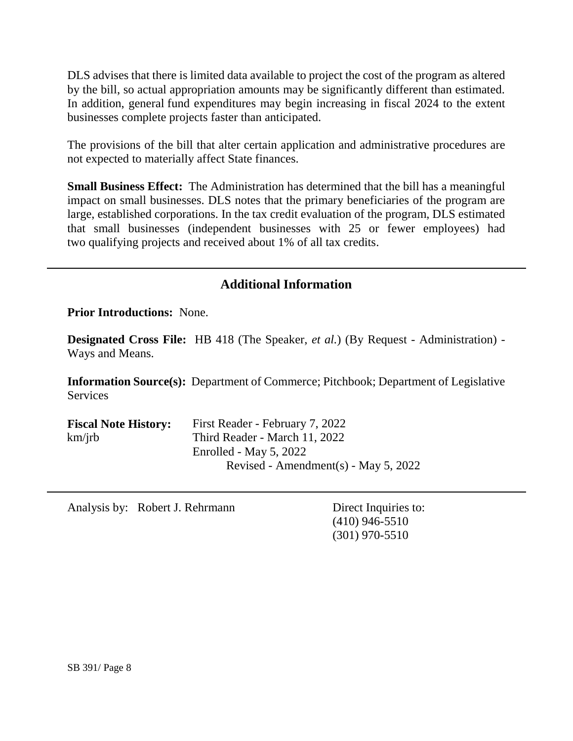DLS advises that there is limited data available to project the cost of the program as altered by the bill, so actual appropriation amounts may be significantly different than estimated. In addition, general fund expenditures may begin increasing in fiscal 2024 to the extent businesses complete projects faster than anticipated.

The provisions of the bill that alter certain application and administrative procedures are not expected to materially affect State finances.

**Small Business Effect:** The Administration has determined that the bill has a meaningful impact on small businesses. DLS notes that the primary beneficiaries of the program are large, established corporations. In the tax credit evaluation of the program, DLS estimated that small businesses (independent businesses with 25 or fewer employees) had two qualifying projects and received about 1% of all tax credits.

---

## Additional Information

**Prior Introductions:** None.

**Designated Cross File:** HB 418 (The Speaker, *et al.*) (By Request - Administration) - Ways and Means.

**Information Source(s):** Department of Commerce; Pitchbook; Department of Legislative Services

**Fiscal Note History:** First Reader - February 7, 2022
km/jrb Third Reader - March 11, 2022
Enrolled - May 5, 2022
Revised - Amendment(s) - May 5, 2022

---

Analysis by: Robert J. Rehrmann

Direct Inquiries to:
(410) 946-5510
(301) 970-5510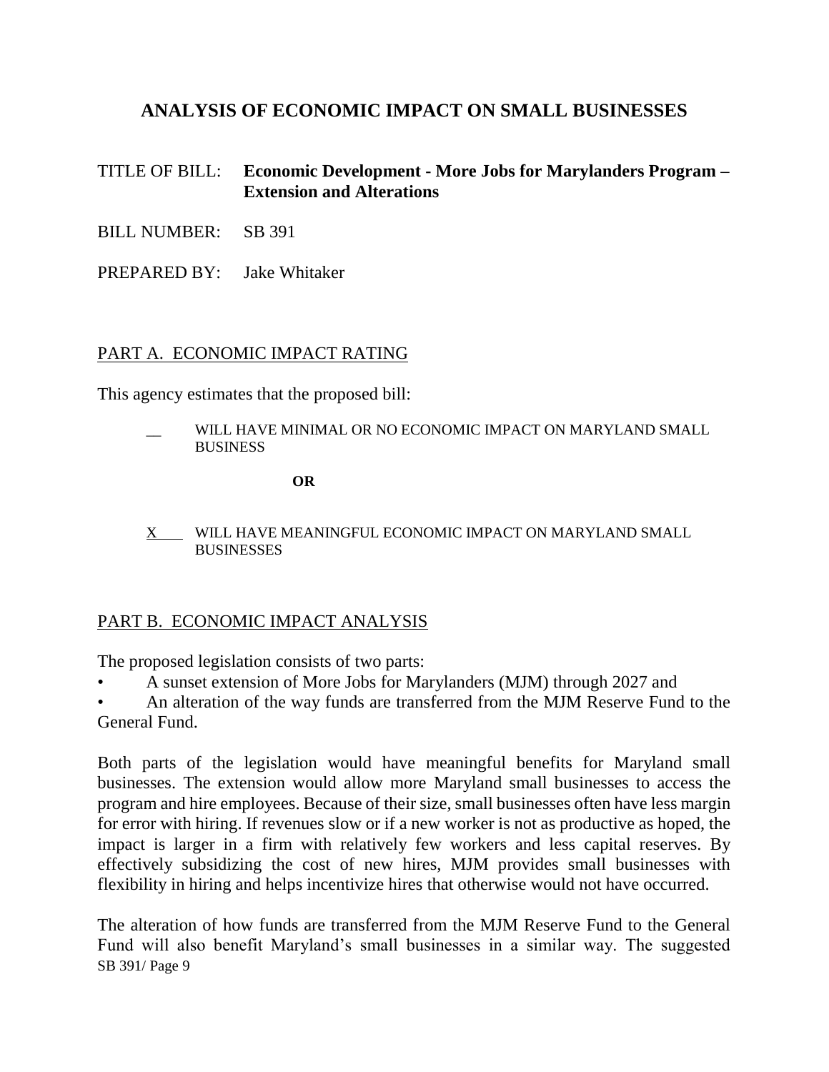# ANALYSIS OF ECONOMIC IMPACT ON SMALL BUSINESSES

TITLE OF BILL: **Economic Development - More Jobs for Marylanders Program – Extension and Alterations**

BILL NUMBER: SB 391

PREPARED BY: Jake Whitaker

## PART A. ECONOMIC IMPACT RATING

This agency estimates that the proposed bill:

__ WILL HAVE MINIMAL OR NO ECONOMIC IMPACT ON MARYLAND SMALL BUSINESS

**OR**

X WILL HAVE MEANINGFUL ECONOMIC IMPACT ON MARYLAND SMALL BUSINESSES

## PART B. ECONOMIC IMPACT ANALYSIS

The proposed legislation consists of two parts:

- A sunset extension of More Jobs for Marylanders (MJM) through 2027 and
- An alteration of the way funds are transferred from the MJM Reserve Fund to the General Fund.

Both parts of the legislation would have meaningful benefits for Maryland small businesses. The extension would allow more Maryland small businesses to access the program and hire employees. Because of their size, small businesses often have less margin for error with hiring. If revenues slow or if a new worker is not as productive as hoped, the impact is larger in a firm with relatively few workers and less capital reserves. By effectively subsidizing the cost of new hires, MJM provides small businesses with flexibility in hiring and helps incentivize hires that otherwise would not have occurred.

The alteration of how funds are transferred from the MJM Reserve Fund to the General Fund will also benefit Maryland's small businesses in a similar way. The suggested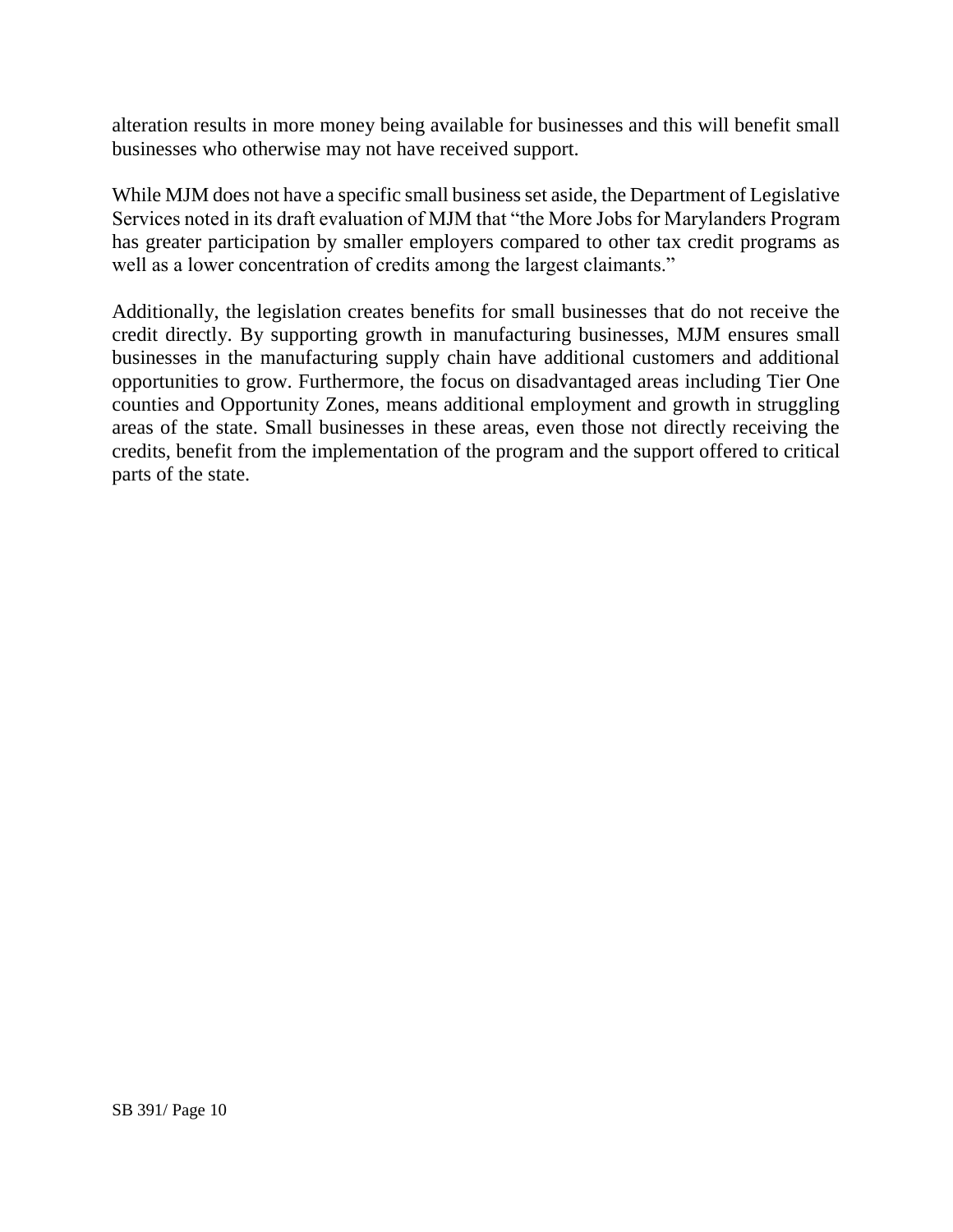alteration results in more money being available for businesses and this will benefit small businesses who otherwise may not have received support.

While MJM does not have a specific small business set aside, the Department of Legislative Services noted in its draft evaluation of MJM that "the More Jobs for Marylanders Program has greater participation by smaller employers compared to other tax credit programs as well as a lower concentration of credits among the largest claimants."

Additionally, the legislation creates benefits for small businesses that do not receive the credit directly. By supporting growth in manufacturing businesses, MJM ensures small businesses in the manufacturing supply chain have additional customers and additional opportunities to grow. Furthermore, the focus on disadvantaged areas including Tier One counties and Opportunity Zones, means additional employment and growth in struggling areas of the state. Small businesses in these areas, even those not directly receiving the credits, benefit from the implementation of the program and the support offered to critical parts of the state.